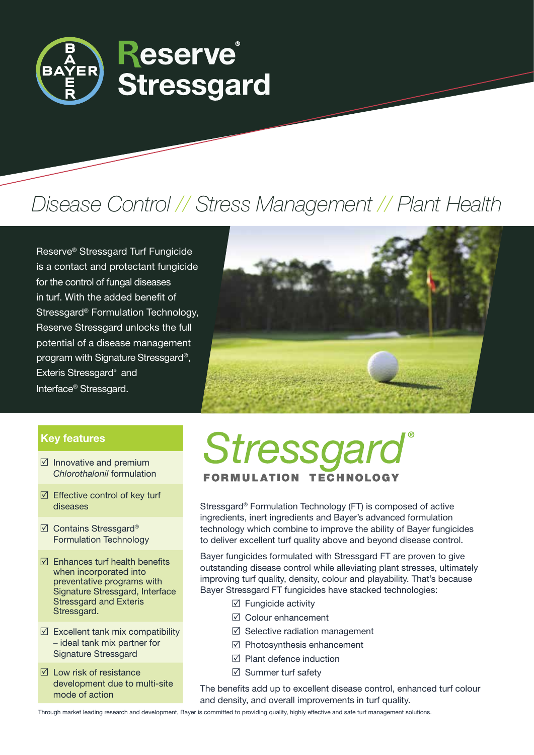# Reserve® Stressgard

*Disease Control // Stress Management // Plant Health*

Reserve® Stressgard Turf Fungicide is a contact and protectant fungicide for the control of fungal diseases in turf. With the added benefit of Stressgard® Formulation Technology, Reserve Stressgard unlocks the full potential of a disease management program with Signature Stressgard®, Exteris Stressgard® and Interface® Stressgard.

## Key features

- ☑ Innovative and premium *Chlorothalonil* formulation
- ☑ Effective control of key turf diseases
- ☑ Contains Stressgard® Formulation Technology
- ☑ Enhances turf health benefits when incorporated into preventative programs with Signature Stressgard, Interface Stressgard and Exteris Stressgard.
- ☑ Excellent tank mix compatibility – ideal tank mix partner for Signature Stressgard
- ☑ Low risk of resistance development due to multi-site mode of action

## Stressgard® FORMULATION TECHNOLOGY

Stressgard® Formulation Technology (FT) is composed of active ingredients, inert ingredients and Bayer's advanced formulation technology which combine to improve the ability of Bayer fungicides to deliver excellent turf quality above and beyond disease control.

Bayer fungicides formulated with Stressgard FT are proven to give outstanding disease control while alleviating plant stresses, ultimately improving turf quality, density, colour and playability. That's because Bayer Stressgard FT fungicides have stacked technologies:

- ☑ Fungicide activity
- ☑ Colour enhancement
- ☑ Selective radiation management
- ☑ Photosynthesis enhancement
- ☑ Plant defence induction
- ☑ Summer turf safety

The benefits add up to excellent disease control, enhanced turf colour and density, and overall improvements in turf quality.

Through market leading research and development, Bayer is committed to providing quality, highly effective and safe turf management solutions.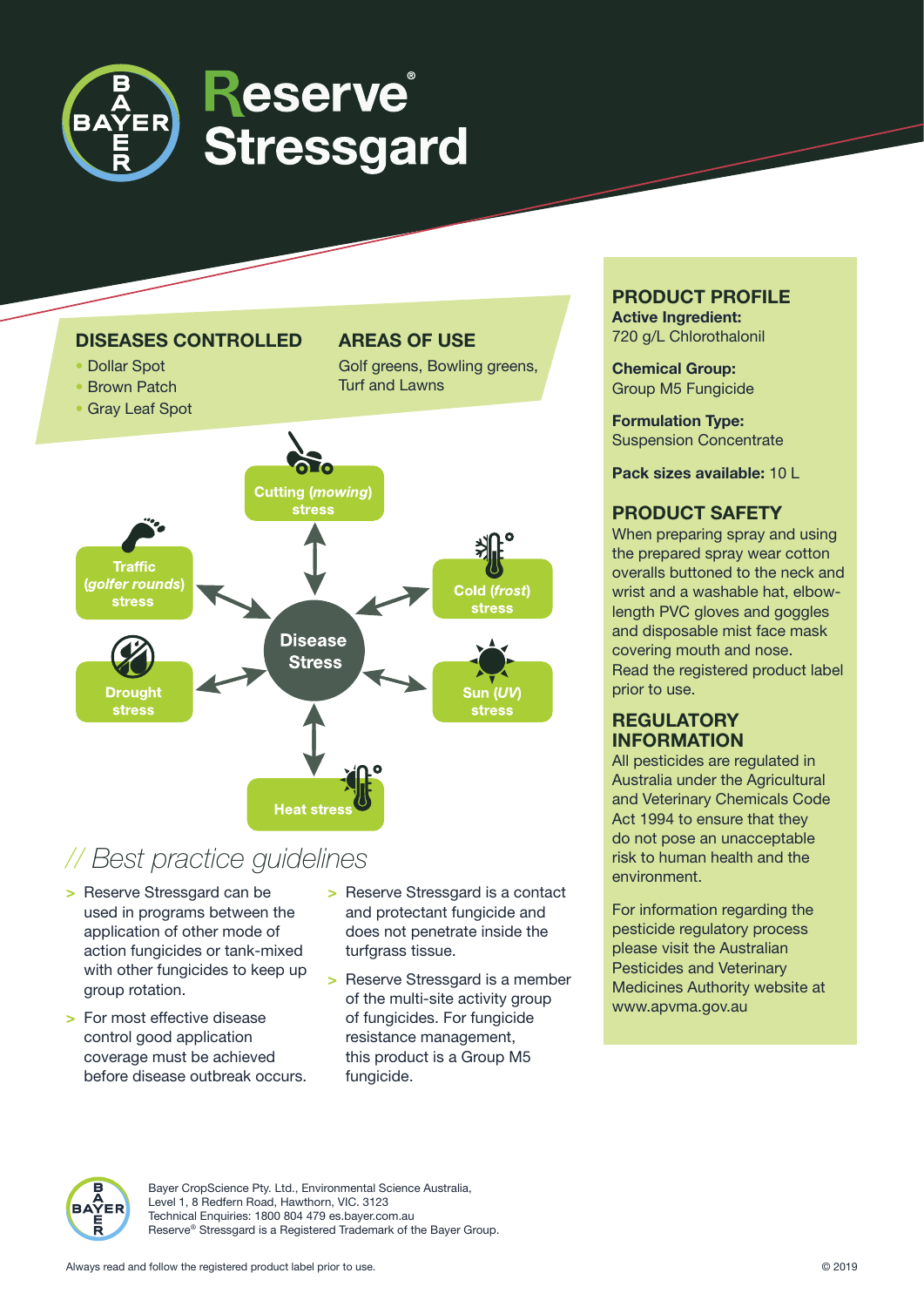# Reserve® Stressgard

## DISEASES CONTROLLED

- Dollar Spot
- Brown Patch
- Gray Leaf Spot

## AREAS OF USE

Golf greens, Bowling greens, Turf and Lawns

Cutting (*mowing*) stress

Traffic (*golfer rounds*) stress

Cold (*frost*) stress

Disease Stress

Drought stress

Sun (*UV*) stress

Heat stress

## // Best practice guidelines

- Reserve Stressgard can be used in programs between the application of other mode of action fungicides or tank-mixed with other fungicides to keep up group rotation.
- For most effective disease control good application coverage must be achieved before disease outbreak occurs.
- Reserve Stressgard is a contact and protectant fungicide and does not penetrate inside the turfgrass tissue.
- Reserve Stressgard is a member of the multi-site activity group of fungicides. For fungicide resistance management, this product is a Group M5 fungicide.

## PRODUCT PROFILE

**Active Ingredient:**
720 g/L Chlorothalonil

**Chemical Group:**
Group M5 Fungicide

**Formulation Type:**
Suspension Concentrate

**Pack sizes available:** 10 L

## PRODUCT SAFETY

When preparing spray and using the prepared spray wear cotton overalls buttoned to the neck and wrist and a washable hat, elbow-length PVC gloves and goggles and disposable mist face mask covering mouth and nose.
Read the registered product label prior to use.

## REGULATORY INFORMATION

All pesticides are regulated in Australia under the Agricultural and Veterinary Chemicals Code Act 1994 to ensure that they do not pose an unacceptable risk to human health and the environment.

For information regarding the pesticide regulatory process please visit the Australian Pesticides and Veterinary Medicines Authority website at www.apvma.gov.au

Bayer CropScience Pty. Ltd., Environmental Science Australia,
Level 1, 8 Redfern Road, Hawthorn, VIC. 3123
Technical Enquiries: 1800 804 479 es.bayer.com.au
Reserve® Stressgard is a Registered Trademark of the Bayer Group.

Always read and follow the registered product label prior to use.

© 2019